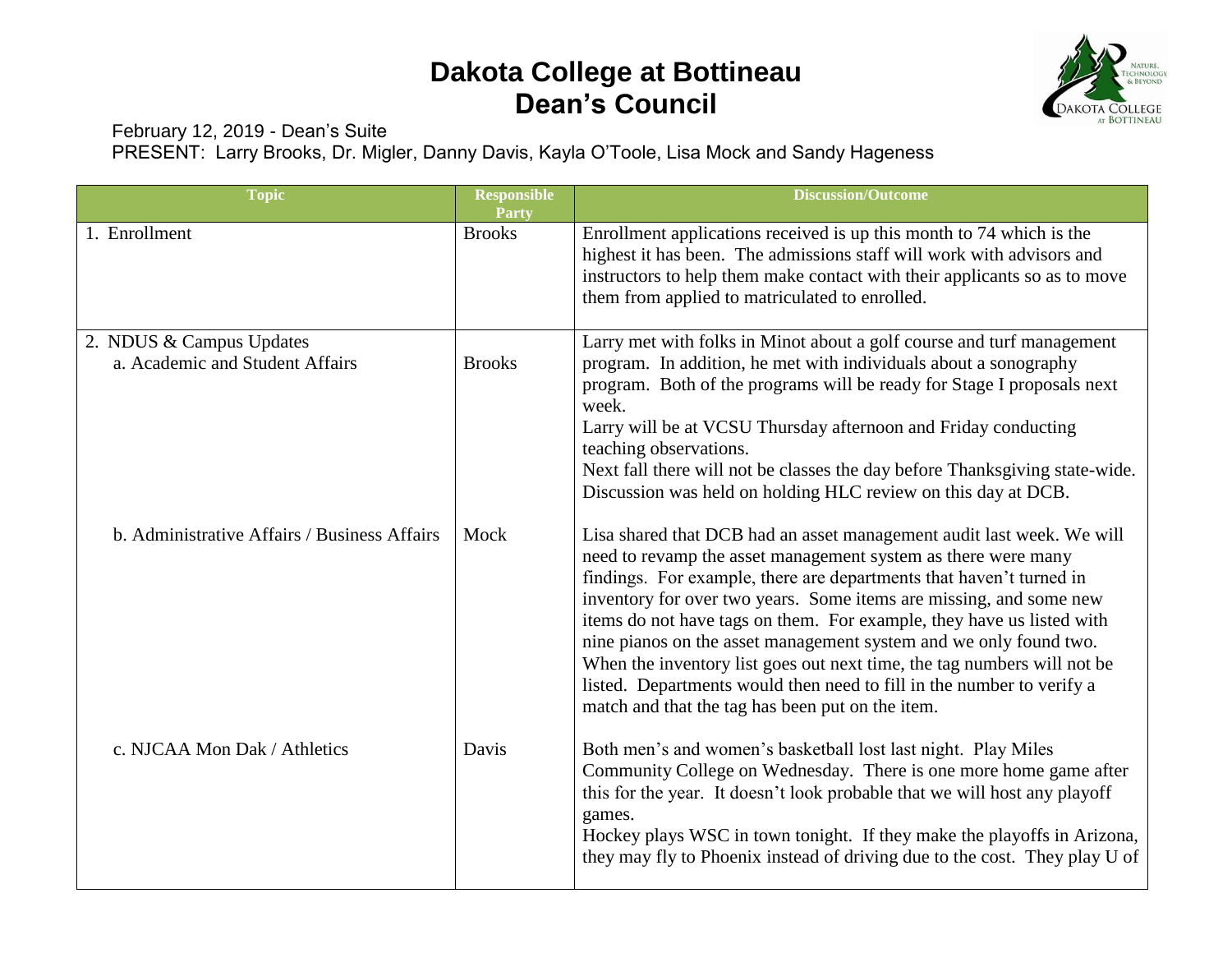# Dakota College at Bottineau
# Dean's Council

February 12, 2019 - Dean's Suite
PRESENT: Larry Brooks, Dr. Migler, Danny Davis, Kayla O'Toole, Lisa Mock and Sandy Hageness

| Topic | Responsible Party | Discussion/Outcome |
|---|---|---|
| 1. Enrollment | Brooks | Enrollment applications received is up this month to 74 which is the highest it has been. The admissions staff will work with advisors and instructors to help them make contact with their applicants so as to move them from applied to matriculated to enrolled. |
| 2. NDUS & Campus Updates<br>a. Academic and Student Affairs | Brooks | Larry met with folks in Minot about a golf course and turf management program. In addition, he met with individuals about a sonography program. Both of the programs will be ready for Stage I proposals next week.<br>Larry will be at VCSU Thursday afternoon and Friday conducting teaching observations.<br>Next fall there will not be classes the day before Thanksgiving state-wide. Discussion was held on holding HLC review on this day at DCB. |
| b. Administrative Affairs / Business Affairs | Mock | Lisa shared that DCB had an asset management audit last week. We will need to revamp the asset management system as there were many findings. For example, there are departments that haven't turned in inventory for over two years. Some items are missing, and some new items do not have tags on them. For example, they have us listed with nine pianos on the asset management system and we only found two. When the inventory list goes out next time, the tag numbers will not be listed. Departments would then need to fill in the number to verify a match and that the tag has been put on the item. |
| c. NJCAA Mon Dak / Athletics | Davis | Both men's and women's basketball lost last night. Play Miles Community College on Wednesday. There is one more home game after this for the year. It doesn't look probable that we will host any playoff games.<br>Hockey plays WSC in town tonight. If they make the playoffs in Arizona, they may fly to Phoenix instead of driving due to the cost. They play U of |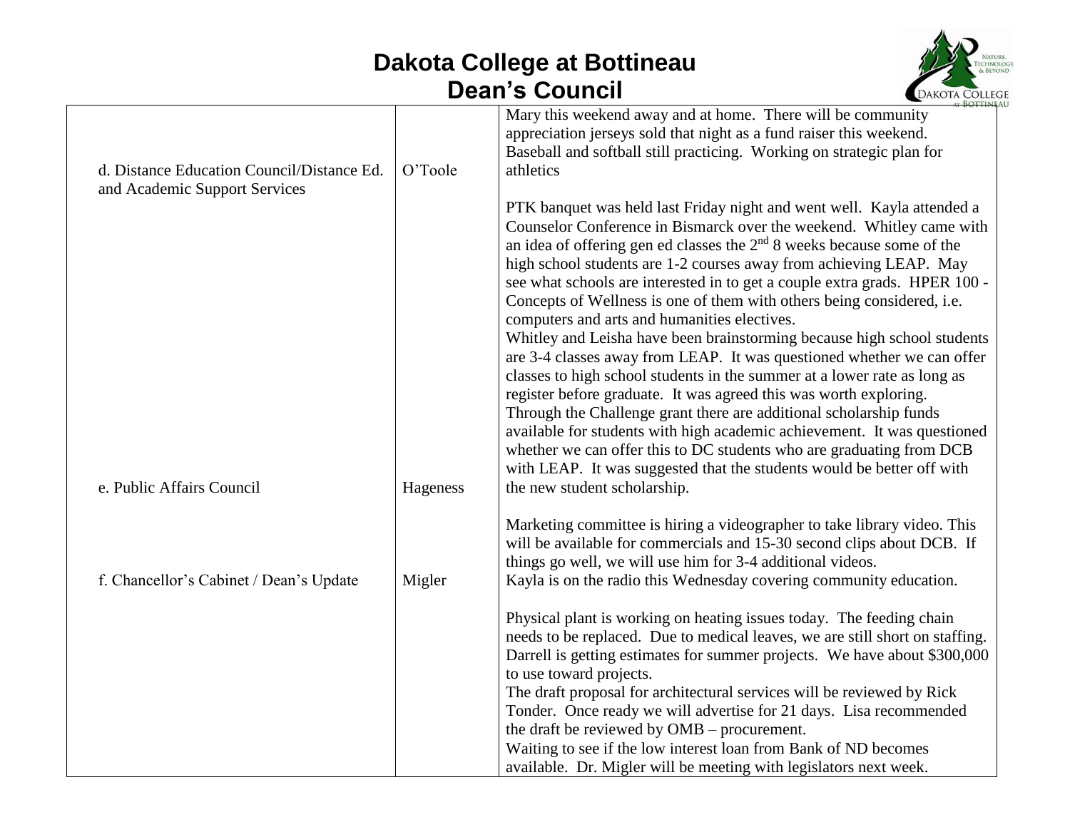# Dakota College at Bottineau
## Dean's Council

| | | |
|---|---|---|
| d. Distance Education Council/Distance Ed. and Academic Support Services | O'Toole | Mary this weekend away and at home. There will be community appreciation jerseys sold that night as a fund raiser this weekend. Baseball and softball still practicing. Working on strategic plan for athletics<br><br>PTK banquet was held last Friday night and went well. Kayla attended a Counselor Conference in Bismarck over the weekend. Whitley came with an idea of offering gen ed classes the 2nd 8 weeks because some of the high school students are 1-2 courses away from achieving LEAP. May see what schools are interested in to get a couple extra grads. HPER 100 - Concepts of Wellness is one of them with others being considered, i.e. computers and arts and humanities electives.<br>Whitley and Leisha have been brainstorming because high school students are 3-4 classes away from LEAP. It was questioned whether we can offer classes to high school students in the summer at a lower rate as long as register before graduate. It was agreed this was worth exploring.<br>Through the Challenge grant there are additional scholarship funds available for students with high academic achievement. It was questioned whether we can offer this to DC students who are graduating from DCB with LEAP. It was suggested that the students would be better off with the new student scholarship. |
| e. Public Affairs Council | Hageness | Marketing committee is hiring a videographer to take library video. This will be available for commercials and 15-30 second clips about DCB. If things go well, we will use him for 3-4 additional videos.<br>Kayla is on the radio this Wednesday covering community education. |
| f. Chancellor's Cabinet / Dean's Update | Migler | Physical plant is working on heating issues today. The feeding chain needs to be replaced. Due to medical leaves, we are still short on staffing. Darrell is getting estimates for summer projects. We have about $300,000 to use toward projects.<br>The draft proposal for architectural services will be reviewed by Rick Tonder. Once ready we will advertise for 21 days. Lisa recommended the draft be reviewed by OMB – procurement.<br>Waiting to see if the low interest loan from Bank of ND becomes available. Dr. Migler will be meeting with legislators next week. |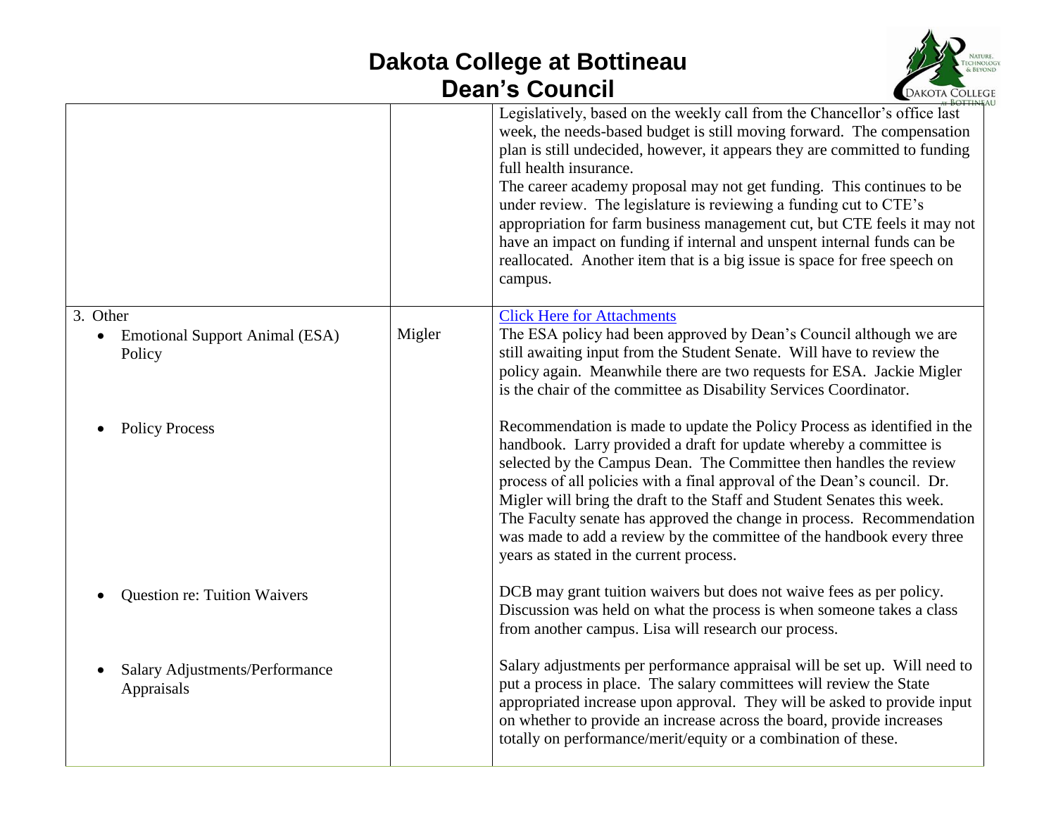# Dakota College at Bottineau

## Dean's Council

| | | |
|---|---|---|
| | | Legislatively, based on the weekly call from the Chancellor's office last week, the needs-based budget is still moving forward. The compensation plan is still undecided, however, it appears they are committed to funding full health insurance.<br>The career academy proposal may not get funding. This continues to be under review. The legislature is reviewing a funding cut to CTE's appropriation for farm business management cut, but CTE feels it may not have an impact on funding if internal and unspent internal funds can be reallocated. Another item that is a big issue is space for free speech on campus. |
| 3. Other<br>• Emotional Support Animal (ESA) Policy | Migler | [Click Here for Attachments]<br>The ESA policy had been approved by Dean's Council although we are still awaiting input from the Student Senate. Will have to review the policy again. Meanwhile there are two requests for ESA. Jackie Migler is the chair of the committee as Disability Services Coordinator. |
| • Policy Process | | Recommendation is made to update the Policy Process as identified in the handbook. Larry provided a draft for update whereby a committee is selected by the Campus Dean. The Committee then handles the review process of all policies with a final approval of the Dean's council. Dr. Migler will bring the draft to the Staff and Student Senates this week. The Faculty senate has approved the change in process. Recommendation was made to add a review by the committee of the handbook every three years as stated in the current process. |
| • Question re: Tuition Waivers | | DCB may grant tuition waivers but does not waive fees as per policy. Discussion was held on what the process is when someone takes a class from another campus. Lisa will research our process. |
| • Salary Adjustments/Performance Appraisals | | Salary adjustments per performance appraisal will be set up. Will need to put a process in place. The salary committees will review the State appropriated increase upon approval. They will be asked to provide input on whether to provide an increase across the board, provide increases totally on performance/merit/equity or a combination of these. |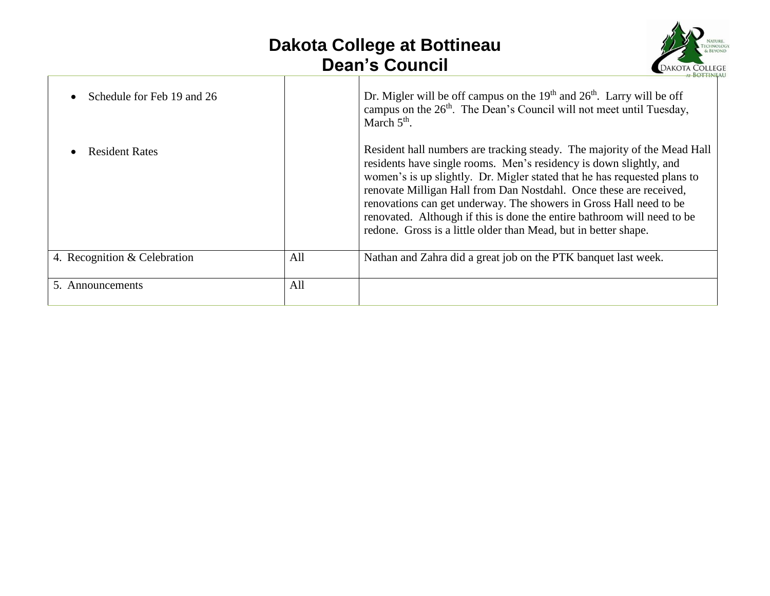# Dakota College at Bottineau
## Dean's Council

| | | |
|---|---|---|
| • Schedule for Feb 19 and 26<br><br>• Resident Rates | | Dr. Migler will be off campus on the 19th and 26th. Larry will be off campus on the 26th. The Dean's Council will not meet until Tuesday, March 5th.<br><br>Resident hall numbers are tracking steady. The majority of the Mead Hall residents have single rooms. Men's residency is down slightly, and women's is up slightly. Dr. Migler stated that he has requested plans to renovate Milligan Hall from Dan Nostdahl. Once these are received, renovations can get underway. The showers in Gross Hall need to be renovated. Although if this is done the entire bathroom will need to be redone. Gross is a little older than Mead, but in better shape. |
| 4. Recognition & Celebration | All | Nathan and Zahra did a great job on the PTK banquet last week. |
| 5. Announcements | All | |